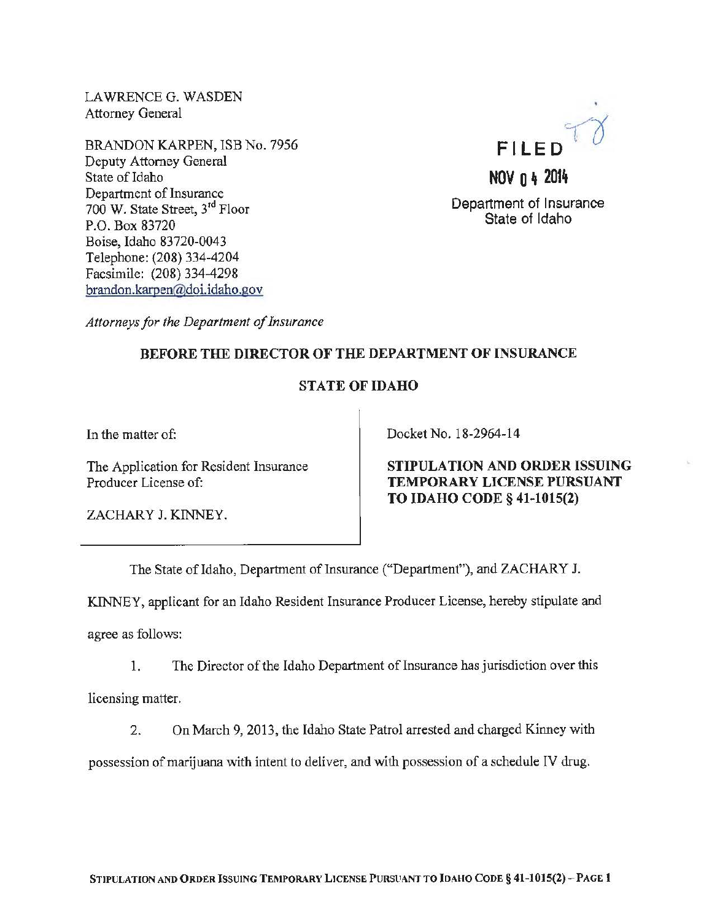LAWRENCE G. WASDEN
Attorney General

BRANDON KARPEN, ISB No. 7956
Deputy Attorney General
State of Idaho
Department of Insurance
700 W. State Street, 3rd Floor
P.O. Box 83720
Boise, Idaho 83720-0043
Telephone: (208) 334-4204
Facsimile: (208) 334-4298
brandon.karpen@doi.idaho.gov

*Attorneys for the Department of Insurance*

FILED
NOV 04 2014
Department of Insurance
State of Idaho

**BEFORE THE DIRECTOR OF THE DEPARTMENT OF INSURANCE**

**STATE OF IDAHO**

| In the matter of:<br><br>The Application for Resident Insurance Producer License of:<br><br>ZACHARY J. KINNEY. | Docket No. 18-2964-14<br><br>**STIPULATION AND ORDER ISSUING TEMPORARY LICENSE PURSUANT TO IDAHO CODE § 41-1015(2)** |
|---|---|

The State of Idaho, Department of Insurance ("Department"), and ZACHARY J. KINNEY, applicant for an Idaho Resident Insurance Producer License, hereby stipulate and agree as follows:

1. The Director of the Idaho Department of Insurance has jurisdiction over this licensing matter.

2. On March 9, 2013, the Idaho State Patrol arrested and charged Kinney with possession of marijuana with intent to deliver, and with possession of a schedule IV drug.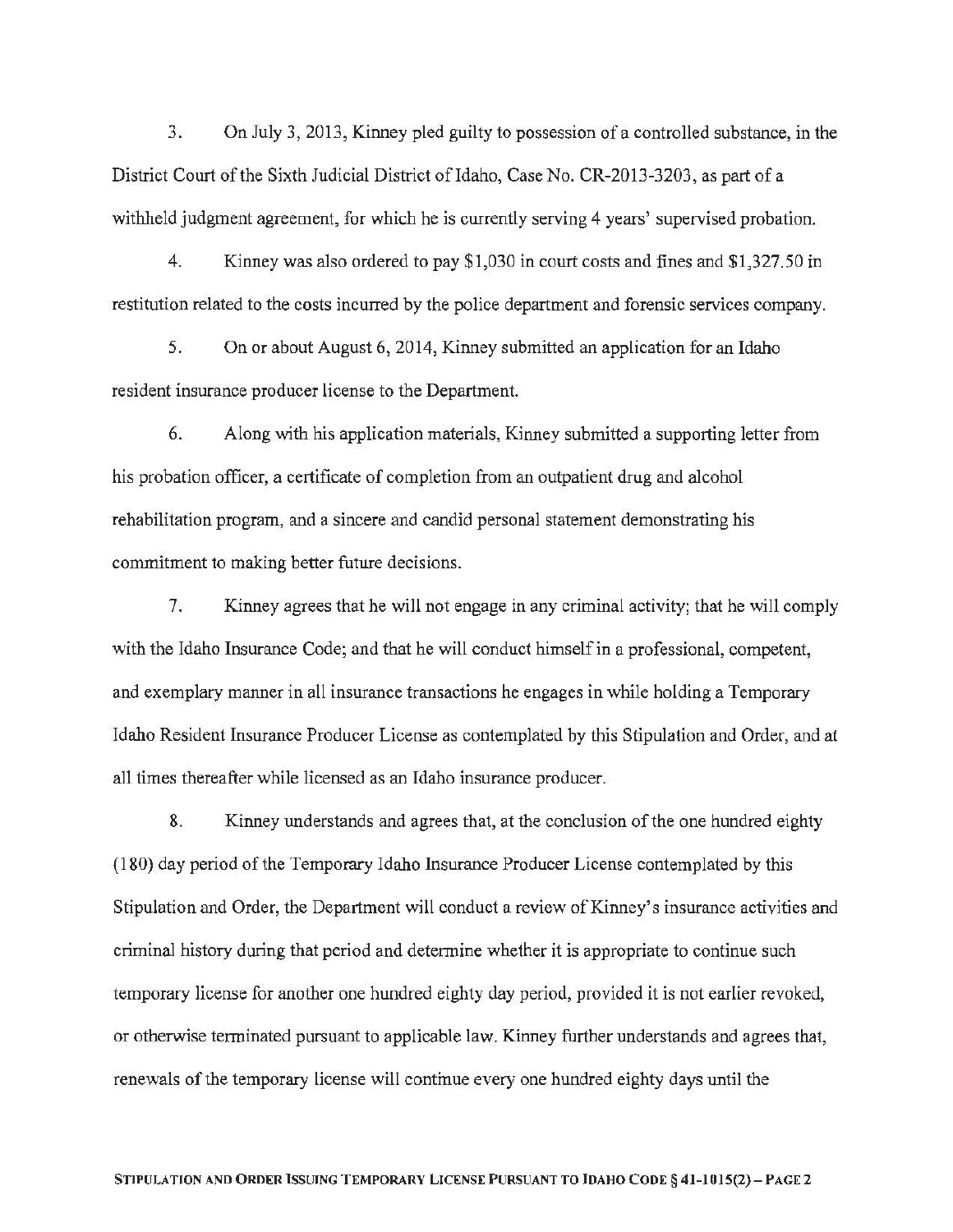3. On July 3, 2013, Kinney pled guilty to possession of a controlled substance, in the District Court of the Sixth Judicial District of Idaho, Case No. CR-2013-3203, as part of a withheld judgment agreement, for which he is currently serving 4 years' supervised probation.

4. Kinney was also ordered to pay $1,030 in court costs and fines and $1,327.50 in restitution related to the costs incurred by the police department and forensic services company.

5. On or about August 6, 2014, Kinney submitted an application for an Idaho resident insurance producer license to the Department.

6. Along with his application materials, Kinney submitted a supporting letter from his probation officer, a certificate of completion from an outpatient drug and alcohol rehabilitation program, and a sincere and candid personal statement demonstrating his commitment to making better future decisions.

7. Kinney agrees that he will not engage in any criminal activity; that he will comply with the Idaho Insurance Code; and that he will conduct himself in a professional, competent, and exemplary manner in all insurance transactions he engages in while holding a Temporary Idaho Resident Insurance Producer License as contemplated by this Stipulation and Order, and at all times thereafter while licensed as an Idaho insurance producer.

8. Kinney understands and agrees that, at the conclusion of the one hundred eighty (180) day period of the Temporary Idaho Insurance Producer License contemplated by this Stipulation and Order, the Department will conduct a review of Kinney's insurance activities and criminal history during that period and determine whether it is appropriate to continue such temporary license for another one hundred eighty day period, provided it is not earlier revoked, or otherwise terminated pursuant to applicable law. Kinney further understands and agrees that, renewals of the temporary license will continue every one hundred eighty days until the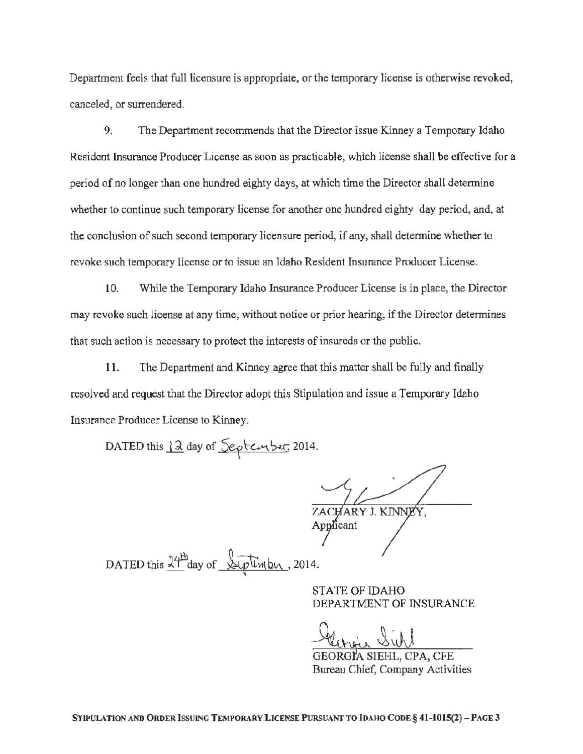Department feels that full licensure is appropriate, or the temporary license is otherwise revoked, canceled, or surrendered.

9. The Department recommends that the Director issue Kinney a Temporary Idaho Resident Insurance Producer License as soon as practicable, which license shall be effective for a period of no longer than one hundred eighty days, at which time the Director shall determine whether to continue such temporary license for another one hundred eighty day period, and, at the conclusion of such second temporary licensure period, if any, shall determine whether to revoke such temporary license or to issue an Idaho Resident Insurance Producer License.

10. While the Temporary Idaho Insurance Producer License is in place, the Director may revoke such license at any time, without notice or prior hearing, if the Director determines that such action is necessary to protect the interests of insureds or the public.

11. The Department and Kinney agree that this matter shall be fully and finally resolved and request that the Director adopt this Stipulation and issue a Temporary Idaho Insurance Producer License to Kinney.

DATED this 12 day of September, 2014.

ZACHARY J. KINNEY,
Applicant

DATED this 24th day of September, 2014.

STATE OF IDAHO
DEPARTMENT OF INSURANCE

GEORGIA SIEHL, CPA, CFE
Bureau Chief, Company Activities

**STIPULATION AND ORDER ISSUING TEMPORARY LICENSE PURSUANT TO IDAHO CODE § 41-1015(2)**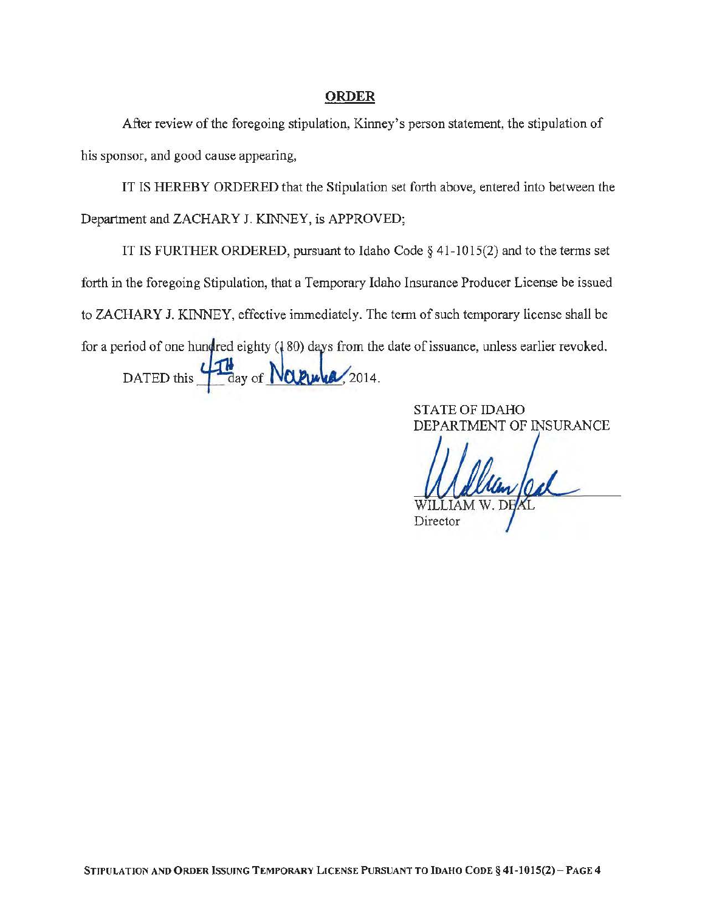## ORDER

After review of the foregoing stipulation, Kinney's person statement, the stipulation of his sponsor, and good cause appearing,

IT IS HEREBY ORDERED that the Stipulation set forth above, entered into between the Department and ZACHARY J. KINNEY, is APPROVED;

IT IS FURTHER ORDERED, pursuant to Idaho Code § 41-1015(2) and to the terms set forth in the foregoing Stipulation, that a Temporary Idaho Insurance Producer License be issued to ZACHARY J. KINNEY, effective immediately. The term of such temporary license shall be for a period of one hundred eighty (180) days from the date of issuance, unless earlier revoked.

DATED this 4TH day of November, 2014.

STATE OF IDAHO
DEPARTMENT OF INSURANCE

William Deal

WILLIAM W. DEAL
Director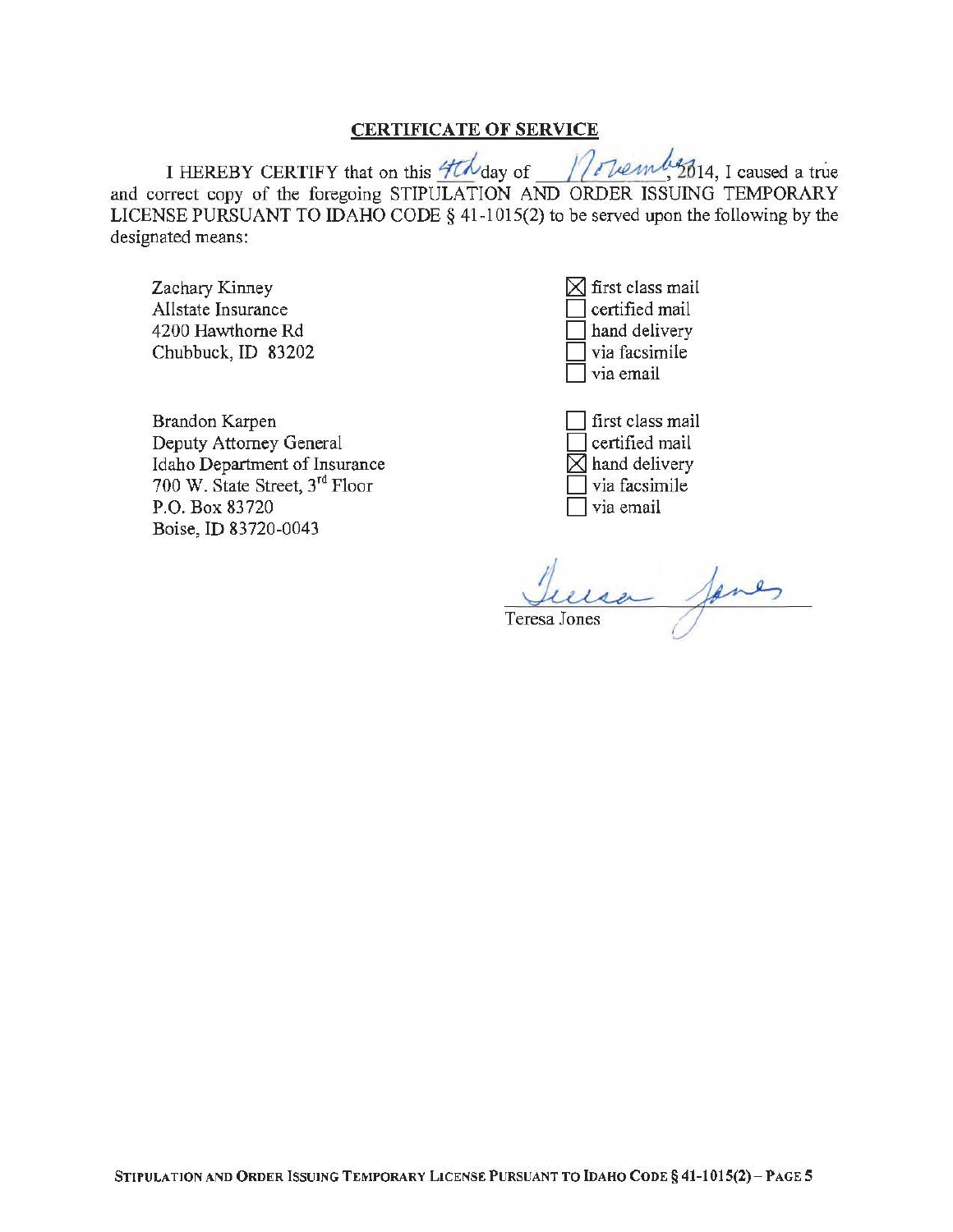## CERTIFICATE OF SERVICE

I HEREBY CERTIFY that on this 4th day of November, 2014, I caused a true and correct copy of the foregoing STIPULATION AND ORDER ISSUING TEMPORARY LICENSE PURSUANT TO IDAHO CODE § 41-1015(2) to be served upon the following by the designated means:

| | |
|---|---|
| Zachary Kinney<br>Allstate Insurance<br>4200 Hawthorne Rd<br>Chubbuck, ID 83202 | ☒ first class mail<br>☐ certified mail<br>☐ hand delivery<br>☐ via facsimile<br>☐ via email |
| Brandon Karpen<br>Deputy Attorney General<br>Idaho Department of Insurance<br>700 W. State Street, 3rd Floor<br>P.O. Box 83720<br>Boise, ID 83720-0043 | ☐ first class mail<br>☐ certified mail<br>☒ hand delivery<br>☐ via facsimile<br>☐ via email |

Teresa Jones